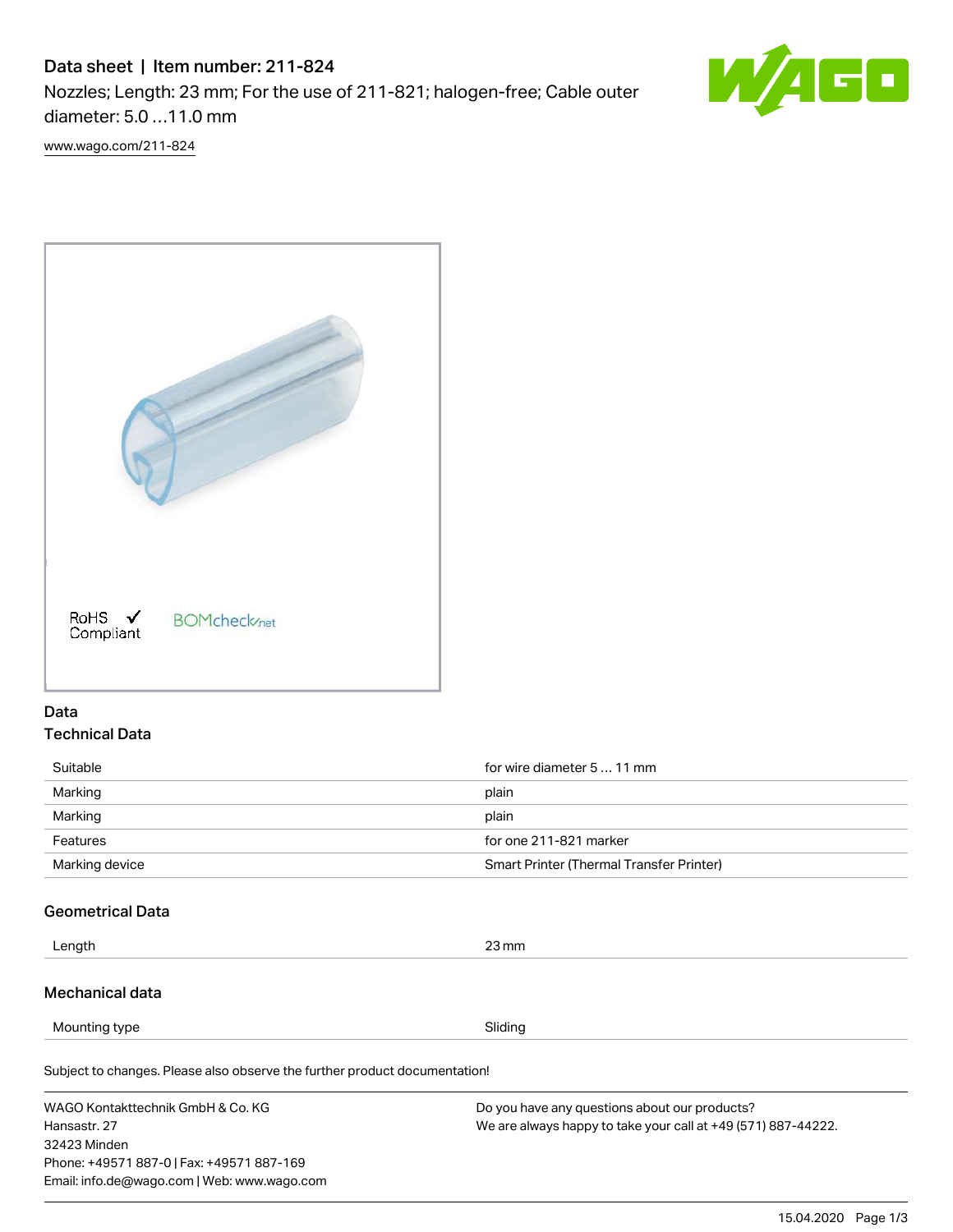# Data sheet | Item number: 211-824

Nozzles; Length: 23 mm; For the use of 211-821; halogen-free; Cable outer diameter: 5.0 ...11.0 mm

www.wago.com/211-824

RoHS ✓ Compliant  BOMcheck.net

## Data

### Technical Data

| | |
|---|---|
| Suitable | for wire diameter 5 ... 11 mm |
| Marking | plain |
| Marking | plain |
| Features | for one 211-821 marker |
| Marking device | Smart Printer (Thermal Transfer Printer) |

### Geometrical Data

| | |
|---|---|
| Length | 23 mm |

### Mechanical data

| | |
|---|---|
| Mounting type | Sliding |

Subject to changes. Please also observe the further product documentation!

WAGO Kontakttechnik GmbH & Co. KG
Hansastr. 27
32423 Minden
Phone: +49571 887-0 | Fax: +49571 887-169
Email: info.de@wago.com | Web: www.wago.com

Do you have any questions about our products?
We are always happy to take your call at +49 (571) 887-44222.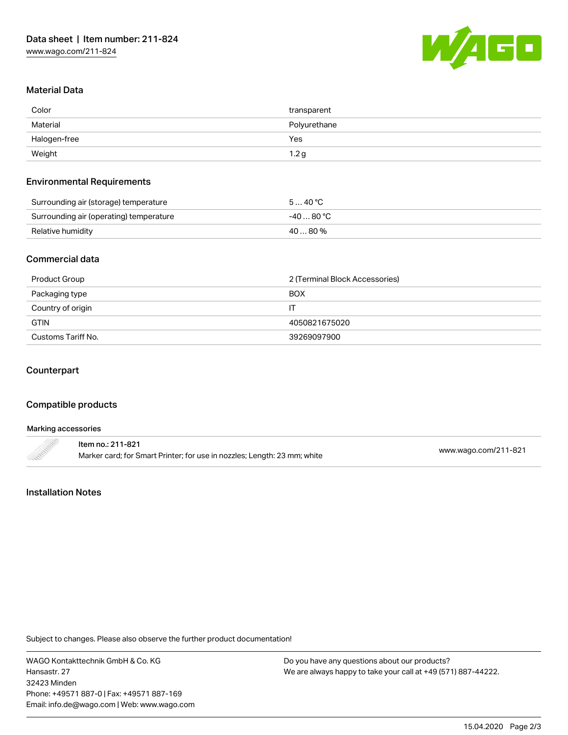## Material Data

| | |
|---|---|
| Color | transparent |
| Material | Polyurethane |
| Halogen-free | Yes |
| Weight | 1.2 g |

## Environmental Requirements

| | |
|---|---|
| Surrounding air (storage) temperature | 5 … 40 °C |
| Surrounding air (operating) temperature | -40 … 80 °C |
| Relative humidity | 40 … 80 % |

## Commercial data

| | |
|---|---|
| Product Group | 2 (Terminal Block Accessories) |
| Packaging type | BOX |
| Country of origin | IT |
| GTIN | 4050821675020 |
| Customs Tariff No. | 39269097900 |

## Counterpart

## Compatible products

#### Marking accessories

| | |
|---|---|
| **Item no.: 211-821**<br>Marker card; for Smart Printer; for use in nozzles; Length: 23 mm; white | www.wago.com/211-821 |

## Installation Notes

Subject to changes. Please also observe the further product documentation!

WAGO Kontakttechnik GmbH & Co. KG
Hansastr. 27
32423 Minden
Phone: +49571 887-0 | Fax: +49571 887-169
Email: info.de@wago.com | Web: www.wago.com

Do you have any questions about our products?
We are always happy to take your call at +49 (571) 887-44222.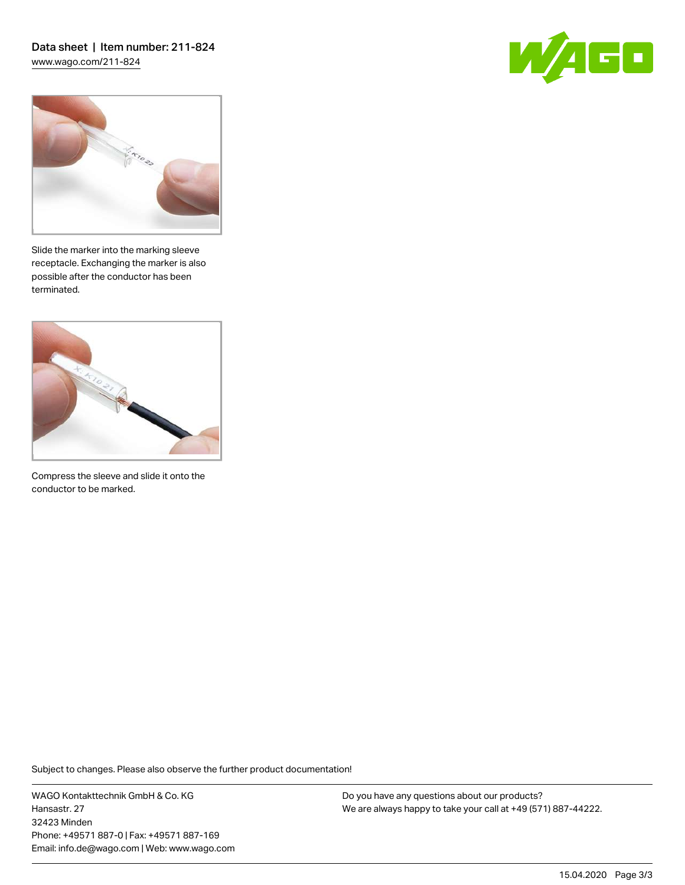Slide the marker into the marking sleeve receptacle. Exchanging the marker is also possible after the conductor has been terminated.

Compress the sleeve and slide it onto the conductor to be marked.

Subject to changes. Please also observe the further product documentation!

WAGO Kontakttechnik GmbH & Co. KG
Hansastr. 27
32423 Minden
Phone: +49571 887-0 | Fax: +49571 887-169
Email: info.de@wago.com | Web: www.wago.com

Do you have any questions about our products?
We are always happy to take your call at +49 (571) 887-44222.